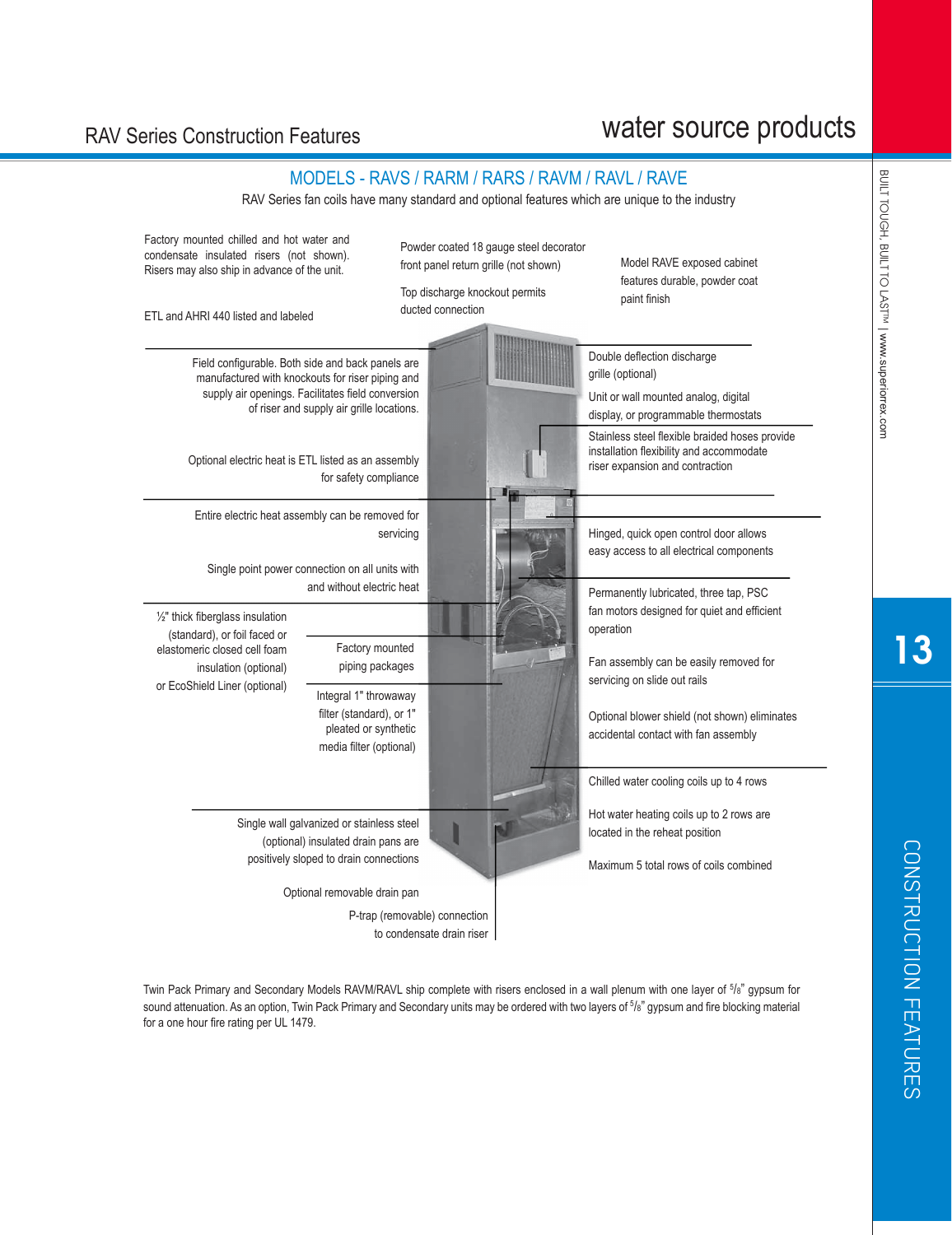# RAV Series Construction Features

## water source products

### MODELS - RAVS / RARM / RARS / RAVM / RAVL / RAVE

RAV Series fan coils have many standard and optional features which are unique to the industry

Factory mounted chilled and hot water and condensate insulated risers (not shown). Risers may also ship in advance of the unit.

ETL and AHRI 440 listed and labeled

Powder coated 18 gauge steel decorator front panel return grille (not shown)

Top discharge knockout permits ducted connection

Model RAVE exposed cabinet features durable, powder coat paint finish

Field configurable. Both side and back panels are manufactured with knockouts for riser piping and supply air openings. Facilitates field conversion of riser and supply air grille locations.

Optional electric heat is ETL listed as an assembly for safety compliance

Entire electric heat assembly can be removed for servicing

Single point power connection on all units with and without electric heat

½" thick fiberglass insulation (standard), or foil faced or elastomeric closed cell foam insulation (optional) or EcoShield Liner (optional)

Factory mounted piping packages

Integral 1" throwaway filter (standard), or 1" pleated or synthetic media filter (optional)

Single wall galvanized or stainless steel (optional) insulated drain pans are positively sloped to drain connections

Optional removable drain pan

P-trap (removable) connection to condensate drain riser

Double deflection discharge grille (optional)

Unit or wall mounted analog, digital display, or programmable thermostats

Stainless steel flexible braided hoses provide installation flexibility and accommodate riser expansion and contraction

Hinged, quick open control door allows easy access to all electrical components

Permanently lubricated, three tap, PSC fan motors designed for quiet and efficient operation

Fan assembly can be easily removed for servicing on slide out rails

Optional blower shield (not shown) eliminates accidental contact with fan assembly

Chilled water cooling coils up to 4 rows

Hot water heating coils up to 2 rows are located in the reheat position

Maximum 5 total rows of coils combined

Twin Pack Primary and Secondary Models RAVM/RAVL ship complete with risers enclosed in a wall plenum with one layer of $^5/_8$" gypsum for sound attenuation. As an option, Twin Pack Primary and Secondary units may be ordered with two layers of $^5/_8$" gypsum and fire blocking material for a one hour fire rating per UL 1479.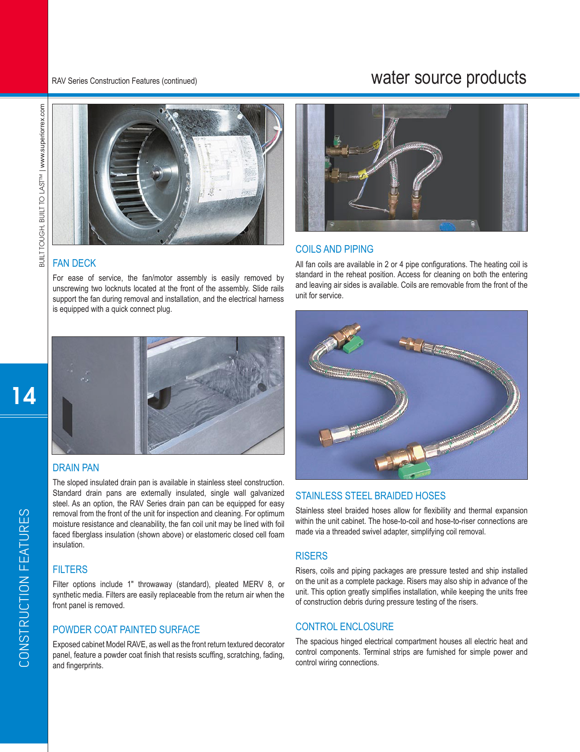RAV Series Construction Features (continued)

## FAN DECK

For ease of service, the fan/motor assembly is easily removed by unscrewing two locknuts located at the front of the assembly. Slide rails support the fan during removal and installation, and the electrical harness is equipped with a quick connect plug.

## DRAIN PAN

The sloped insulated drain pan is available in stainless steel construction. Standard drain pans are externally insulated, single wall galvanized steel. As an option, the RAV Series drain pan can be equipped for easy removal from the front of the unit for inspection and cleaning. For optimum moisture resistance and cleanability, the fan coil unit may be lined with foil faced fiberglass insulation (shown above) or elastomeric closed cell foam insulation.

## FILTERS

Filter options include 1" throwaway (standard), pleated MERV 8, or synthetic media. Filters are easily replaceable from the return air when the front panel is removed.

## POWDER COAT PAINTED SURFACE

Exposed cabinet Model RAVE, as well as the front return textured decorator panel, feature a powder coat finish that resists scuffing, scratching, fading, and fingerprints.

## COILS AND PIPING

All fan coils are available in 2 or 4 pipe configurations. The heating coil is standard in the reheat position. Access for cleaning on both the entering and leaving air sides is available. Coils are removable from the front of the unit for service.

## STAINLESS STEEL BRAIDED HOSES

Stainless steel braided hoses allow for flexibility and thermal expansion within the unit cabinet. The hose-to-coil and hose-to-riser connections are made via a threaded swivel adapter, simplifying coil removal.

## RISERS

Risers, coils and piping packages are pressure tested and ship installed on the unit as a complete package. Risers may also ship in advance of the unit. This option greatly simplifies installation, while keeping the units free of construction debris during pressure testing of the risers.

## CONTROL ENCLOSURE

The spacious hinged electrical compartment houses all electric heat and control components. Terminal strips are furnished for simple power and control wiring connections.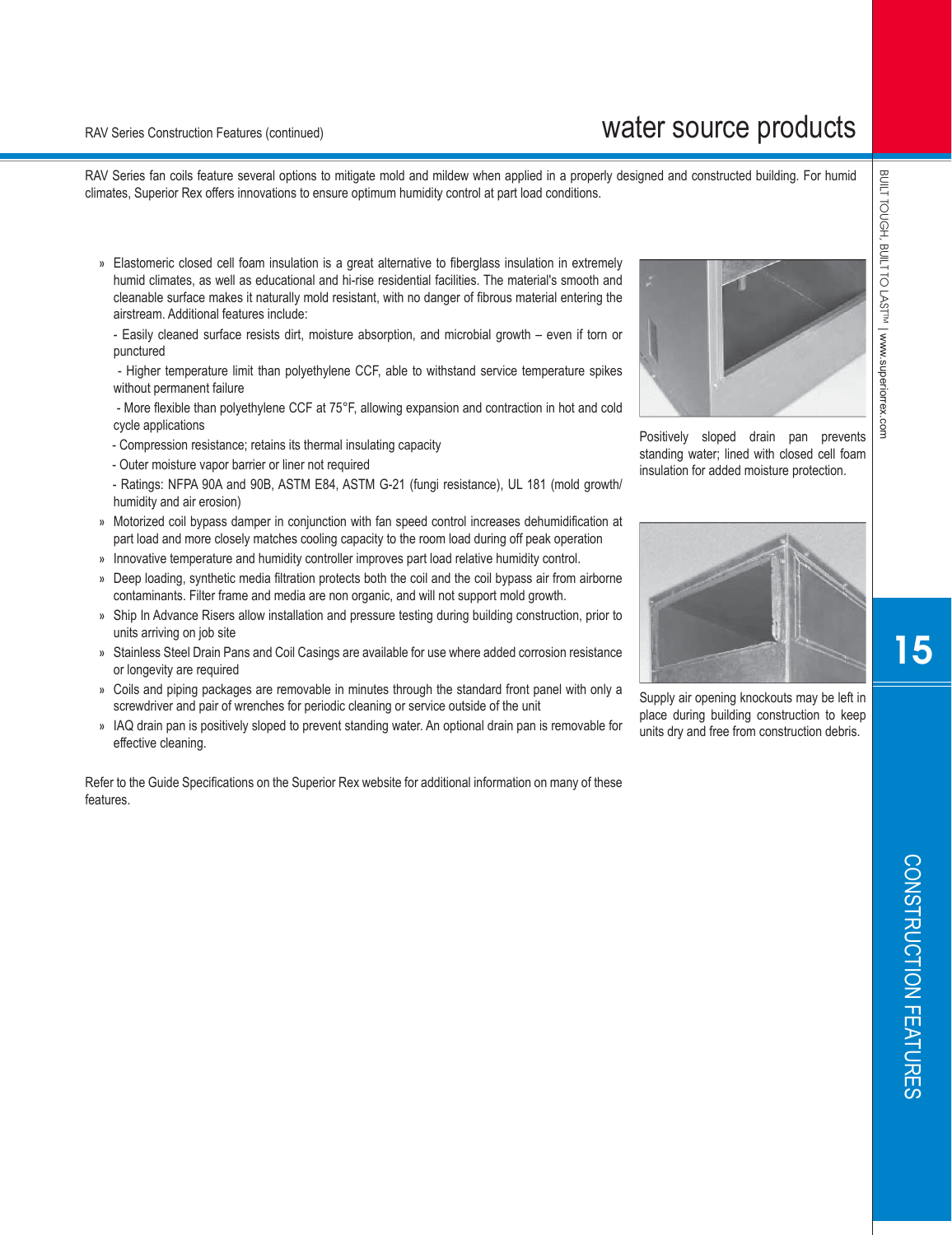RAV Series Construction Features (continued)

# water source products

RAV Series fan coils feature several options to mitigate mold and mildew when applied in a properly designed and constructed building. For humid climates, Superior Rex offers innovations to ensure optimum humidity control at part load conditions.

- Elastomeric closed cell foam insulation is a great alternative to fiberglass insulation in extremely humid climates, as well as educational and hi-rise residential facilities. The material's smooth and cleanable surface makes it naturally mold resistant, with no danger of fibrous material entering the airstream. Additional features include:
  - Easily cleaned surface resists dirt, moisture absorption, and microbial growth – even if torn or punctured
  - Higher temperature limit than polyethylene CCF, able to withstand service temperature spikes without permanent failure
  - More flexible than polyethylene CCF at 75°F, allowing expansion and contraction in hot and cold cycle applications
  - Compression resistance; retains its thermal insulating capacity
  - Outer moisture vapor barrier or liner not required
  - Ratings: NFPA 90A and 90B, ASTM E84, ASTM G-21 (fungi resistance), UL 181 (mold growth/ humidity and air erosion)
- Motorized coil bypass damper in conjunction with fan speed control increases dehumidification at part load and more closely matches cooling capacity to the room load during off peak operation
- Innovative temperature and humidity controller improves part load relative humidity control.
- Deep loading, synthetic media filtration protects both the coil and the coil bypass air from airborne contaminants. Filter frame and media are non organic, and will not support mold growth.
- Ship In Advance Risers allow installation and pressure testing during building construction, prior to units arriving on job site
- Stainless Steel Drain Pans and Coil Casings are available for use where added corrosion resistance or longevity are required
- Coils and piping packages are removable in minutes through the standard front panel with only a screwdriver and pair of wrenches for periodic cleaning or service outside of the unit
- IAQ drain pan is positively sloped to prevent standing water. An optional drain pan is removable for effective cleaning.

Refer to the Guide Specifications on the Superior Rex website for additional information on many of these features.

Positively sloped drain pan prevents standing water; lined with closed cell foam insulation for added moisture protection.

Supply air opening knockouts may be left in place during building construction to keep units dry and free from construction debris.